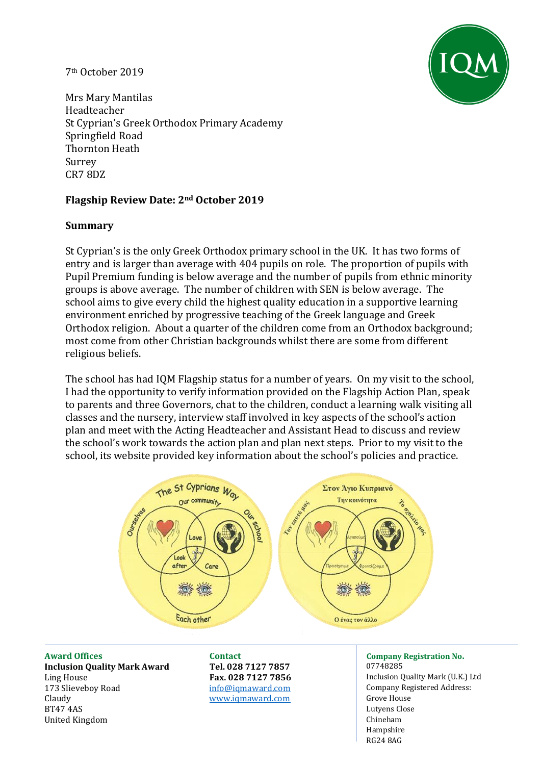7th October 2019

Mrs Mary Mantilas
Headteacher
St Cyprian's Greek Orthodox Primary Academy
Springfield Road
Thornton Heath
Surrey
CR7 8DZ

**Flagship Review Date: 2nd October 2019**

**Summary**

St Cyprian's is the only Greek Orthodox primary school in the UK. It has two forms of entry and is larger than average with 404 pupils on role. The proportion of pupils with Pupil Premium funding is below average and the number of pupils from ethnic minority groups is above average. The number of children with SEN is below average. The school aims to give every child the highest quality education in a supportive learning environment enriched by progressive teaching of the Greek language and Greek Orthodox religion. About a quarter of the children come from an Orthodox background; most come from other Christian backgrounds whilst there are some from different religious beliefs.

The school has had IQM Flagship status for a number of years. On my visit to the school, I had the opportunity to verify information provided on the Flagship Action Plan, speak to parents and three Governors, chat to the children, conduct a learning walk visiting all classes and the nursery, interview staff involved in key aspects of the school's action plan and meet with the Acting Headteacher and Assistant Head to discuss and review the school's work towards the action plan and plan next steps. Prior to my visit to the school, its website provided key information about the school's policies and practice.

The St Cyprians Way: Our community, Ourselves, Our school, Love, Look after, Care, Each other

Στον Άγιο Κυπριανό: Την κοινότητα, Τον εαυτό μας, Το σχολείο μας, Αγαπούμε, Προσέχουμε, Φροντίζουμε, Ο ένας τον άλλο

**Award Offices**
**Inclusion Quality Mark Award**
Ling House
173 Slieveboy Road
Claudy
BT47 4AS
United Kingdom

**Contact**
**Tel. 028 7127 7857**
**Fax. 028 7127 7856**
info@iqmaward.com
www.iqmaward.com

**Company Registration No.**
07748285
Inclusion Quality Mark (U.K.) Ltd
Company Registered Address:
Grove House
Lutyens Close
Chineham
Hampshire
RG24 8AG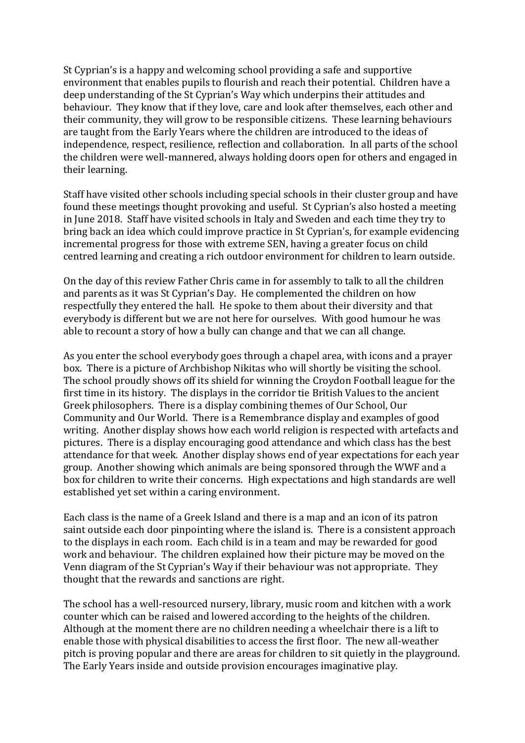St Cyprian's is a happy and welcoming school providing a safe and supportive environment that enables pupils to flourish and reach their potential. Children have a deep understanding of the St Cyprian's Way which underpins their attitudes and behaviour. They know that if they love, care and look after themselves, each other and their community, they will grow to be responsible citizens. These learning behaviours are taught from the Early Years where the children are introduced to the ideas of independence, respect, resilience, reflection and collaboration. In all parts of the school the children were well-mannered, always holding doors open for others and engaged in their learning.

Staff have visited other schools including special schools in their cluster group and have found these meetings thought provoking and useful. St Cyprian's also hosted a meeting in June 2018. Staff have visited schools in Italy and Sweden and each time they try to bring back an idea which could improve practice in St Cyprian's, for example evidencing incremental progress for those with extreme SEN, having a greater focus on child centred learning and creating a rich outdoor environment for children to learn outside.

On the day of this review Father Chris came in for assembly to talk to all the children and parents as it was St Cyprian's Day. He complemented the children on how respectfully they entered the hall. He spoke to them about their diversity and that everybody is different but we are not here for ourselves. With good humour he was able to recount a story of how a bully can change and that we can all change.

As you enter the school everybody goes through a chapel area, with icons and a prayer box. There is a picture of Archbishop Nikitas who will shortly be visiting the school. The school proudly shows off its shield for winning the Croydon Football league for the first time in its history. The displays in the corridor tie British Values to the ancient Greek philosophers. There is a display combining themes of Our School, Our Community and Our World. There is a Remembrance display and examples of good writing. Another display shows how each world religion is respected with artefacts and pictures. There is a display encouraging good attendance and which class has the best attendance for that week. Another display shows end of year expectations for each year group. Another showing which animals are being sponsored through the WWF and a box for children to write their concerns. High expectations and high standards are well established yet set within a caring environment.

Each class is the name of a Greek Island and there is a map and an icon of its patron saint outside each door pinpointing where the island is. There is a consistent approach to the displays in each room. Each child is in a team and may be rewarded for good work and behaviour. The children explained how their picture may be moved on the Venn diagram of the St Cyprian's Way if their behaviour was not appropriate. They thought that the rewards and sanctions are right.

The school has a well-resourced nursery, library, music room and kitchen with a work counter which can be raised and lowered according to the heights of the children. Although at the moment there are no children needing a wheelchair there is a lift to enable those with physical disabilities to access the first floor. The new all-weather pitch is proving popular and there are areas for children to sit quietly in the playground. The Early Years inside and outside provision encourages imaginative play.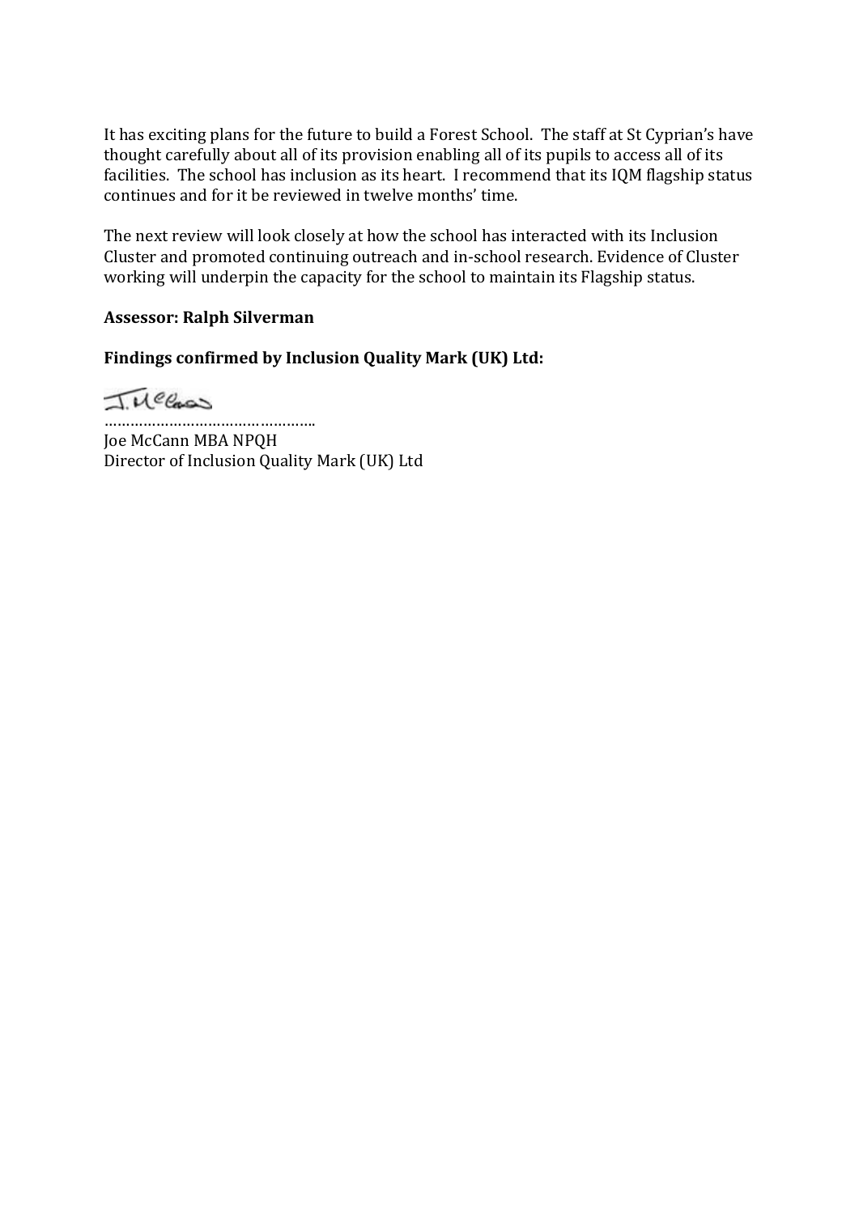It has exciting plans for the future to build a Forest School. The staff at St Cyprian's have thought carefully about all of its provision enabling all of its pupils to access all of its facilities. The school has inclusion as its heart. I recommend that its IQM flagship status continues and for it be reviewed in twelve months' time.

The next review will look closely at how the school has interacted with its Inclusion Cluster and promoted continuing outreach and in-school research. Evidence of Cluster working will underpin the capacity for the school to maintain its Flagship status.

**Assessor: Ralph Silverman**

**Findings confirmed by Inclusion Quality Mark (UK) Ltd:**

J. McCann

…………………………………………..

Joe McCann MBA NPQH
Director of Inclusion Quality Mark (UK) Ltd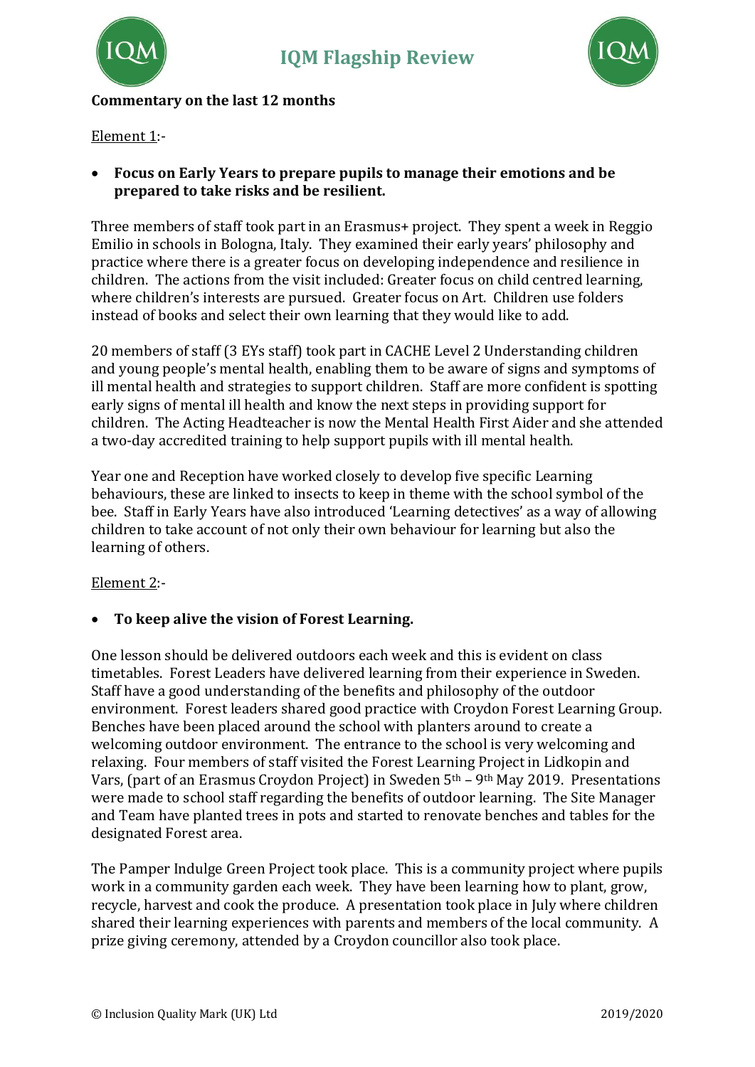**Commentary on the last 12 months**

Element 1:-

- **Focus on Early Years to prepare pupils to manage their emotions and be prepared to take risks and be resilient.**

Three members of staff took part in an Erasmus+ project. They spent a week in Reggio Emilio in schools in Bologna, Italy. They examined their early years' philosophy and practice where there is a greater focus on developing independence and resilience in children. The actions from the visit included: Greater focus on child centred learning, where children's interests are pursued. Greater focus on Art. Children use folders instead of books and select their own learning that they would like to add.

20 members of staff (3 EYs staff) took part in CACHE Level 2 Understanding children and young people's mental health, enabling them to be aware of signs and symptoms of ill mental health and strategies to support children. Staff are more confident is spotting early signs of mental ill health and know the next steps in providing support for children. The Acting Headteacher is now the Mental Health First Aider and she attended a two-day accredited training to help support pupils with ill mental health.

Year one and Reception have worked closely to develop five specific Learning behaviours, these are linked to insects to keep in theme with the school symbol of the bee. Staff in Early Years have also introduced 'Learning detectives' as a way of allowing children to take account of not only their own behaviour for learning but also the learning of others.

Element 2:-

- **To keep alive the vision of Forest Learning.**

One lesson should be delivered outdoors each week and this is evident on class timetables. Forest Leaders have delivered learning from their experience in Sweden. Staff have a good understanding of the benefits and philosophy of the outdoor environment. Forest leaders shared good practice with Croydon Forest Learning Group. Benches have been placed around the school with planters around to create a welcoming outdoor environment. The entrance to the school is very welcoming and relaxing. Four members of staff visited the Forest Learning Project in Lidkopin and Vars, (part of an Erasmus Croydon Project) in Sweden 5th – 9th May 2019. Presentations were made to school staff regarding the benefits of outdoor learning. The Site Manager and Team have planted trees in pots and started to renovate benches and tables for the designated Forest area.

The Pamper Indulge Green Project took place. This is a community project where pupils work in a community garden each week. They have been learning how to plant, grow, recycle, harvest and cook the produce. A presentation took place in July where children shared their learning experiences with parents and members of the local community. A prize giving ceremony, attended by a Croydon councillor also took place.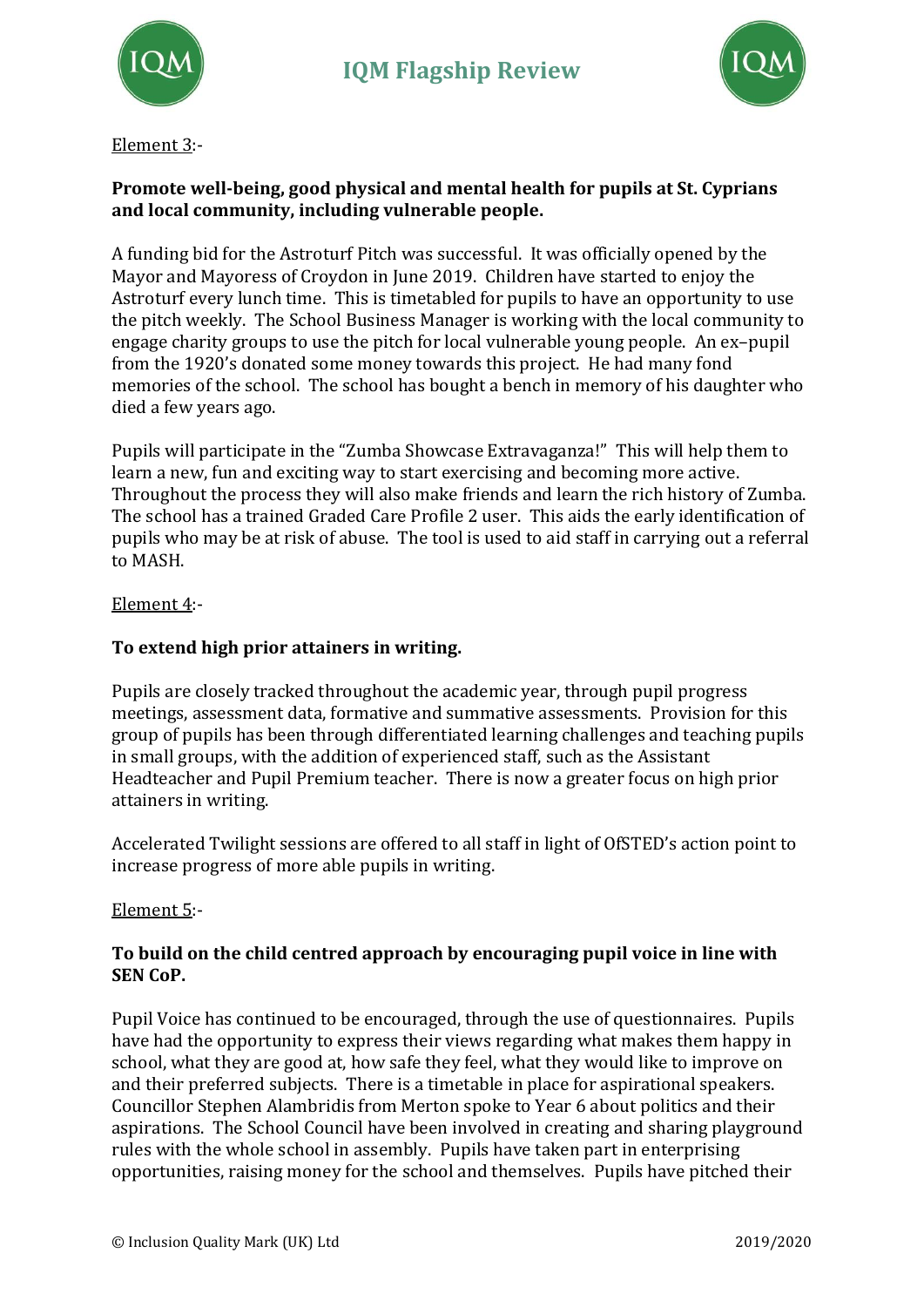Element 3:-

**Promote well-being, good physical and mental health for pupils at St. Cyprians and local community, including vulnerable people.**

A funding bid for the Astroturf Pitch was successful. It was officially opened by the Mayor and Mayoress of Croydon in June 2019. Children have started to enjoy the Astroturf every lunch time. This is timetabled for pupils to have an opportunity to use the pitch weekly. The School Business Manager is working with the local community to engage charity groups to use the pitch for local vulnerable young people. An ex–pupil from the 1920's donated some money towards this project. He had many fond memories of the school. The school has bought a bench in memory of his daughter who died a few years ago.

Pupils will participate in the "Zumba Showcase Extravaganza!" This will help them to learn a new, fun and exciting way to start exercising and becoming more active. Throughout the process they will also make friends and learn the rich history of Zumba. The school has a trained Graded Care Profile 2 user. This aids the early identification of pupils who may be at risk of abuse. The tool is used to aid staff in carrying out a referral to MASH.

Element 4:-

**To extend high prior attainers in writing.**

Pupils are closely tracked throughout the academic year, through pupil progress meetings, assessment data, formative and summative assessments. Provision for this group of pupils has been through differentiated learning challenges and teaching pupils in small groups, with the addition of experienced staff, such as the Assistant Headteacher and Pupil Premium teacher. There is now a greater focus on high prior attainers in writing.

Accelerated Twilight sessions are offered to all staff in light of OfSTED's action point to increase progress of more able pupils in writing.

Element 5:-

**To build on the child centred approach by encouraging pupil voice in line with SEN CoP.**

Pupil Voice has continued to be encouraged, through the use of questionnaires. Pupils have had the opportunity to express their views regarding what makes them happy in school, what they are good at, how safe they feel, what they would like to improve on and their preferred subjects. There is a timetable in place for aspirational speakers. Councillor Stephen Alambridis from Merton spoke to Year 6 about politics and their aspirations. The School Council have been involved in creating and sharing playground rules with the whole school in assembly. Pupils have taken part in enterprising opportunities, raising money for the school and themselves. Pupils have pitched their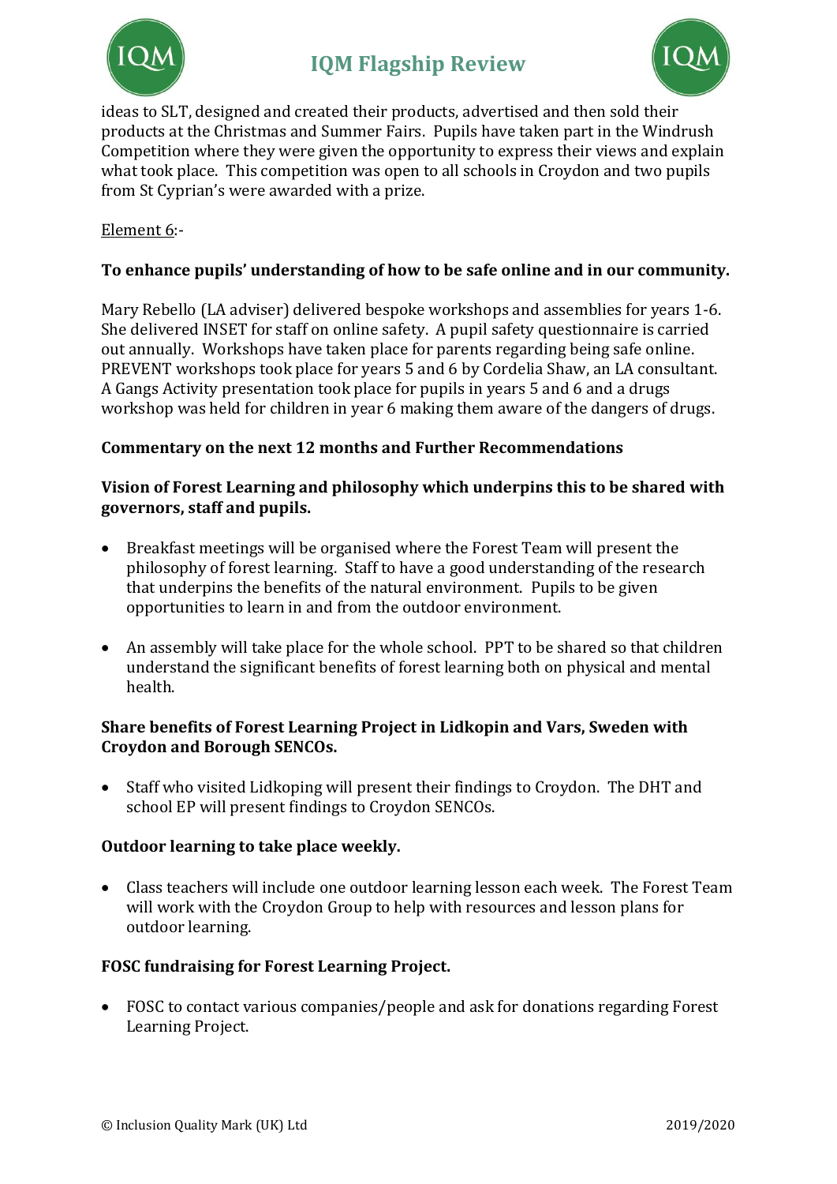ideas to SLT, designed and created their products, advertised and then sold their products at the Christmas and Summer Fairs. Pupils have taken part in the Windrush Competition where they were given the opportunity to express their views and explain what took place. This competition was open to all schools in Croydon and two pupils from St Cyprian's were awarded with a prize.

Element 6:-

**To enhance pupils' understanding of how to be safe online and in our community.**

Mary Rebello (LA adviser) delivered bespoke workshops and assemblies for years 1-6. She delivered INSET for staff on online safety. A pupil safety questionnaire is carried out annually. Workshops have taken place for parents regarding being safe online. PREVENT workshops took place for years 5 and 6 by Cordelia Shaw, an LA consultant. A Gangs Activity presentation took place for pupils in years 5 and 6 and a drugs workshop was held for children in year 6 making them aware of the dangers of drugs.

**Commentary on the next 12 months and Further Recommendations**

**Vision of Forest Learning and philosophy which underpins this to be shared with governors, staff and pupils.**

- Breakfast meetings will be organised where the Forest Team will present the philosophy of forest learning. Staff to have a good understanding of the research that underpins the benefits of the natural environment. Pupils to be given opportunities to learn in and from the outdoor environment.

- An assembly will take place for the whole school. PPT to be shared so that children understand the significant benefits of forest learning both on physical and mental health.

**Share benefits of Forest Learning Project in Lidkopin and Vars, Sweden with Croydon and Borough SENCOs.**

- Staff who visited Lidkoping will present their findings to Croydon. The DHT and school EP will present findings to Croydon SENCOs.

**Outdoor learning to take place weekly.**

- Class teachers will include one outdoor learning lesson each week. The Forest Team will work with the Croydon Group to help with resources and lesson plans for outdoor learning.

**FOSC fundraising for Forest Learning Project.**

- FOSC to contact various companies/people and ask for donations regarding Forest Learning Project.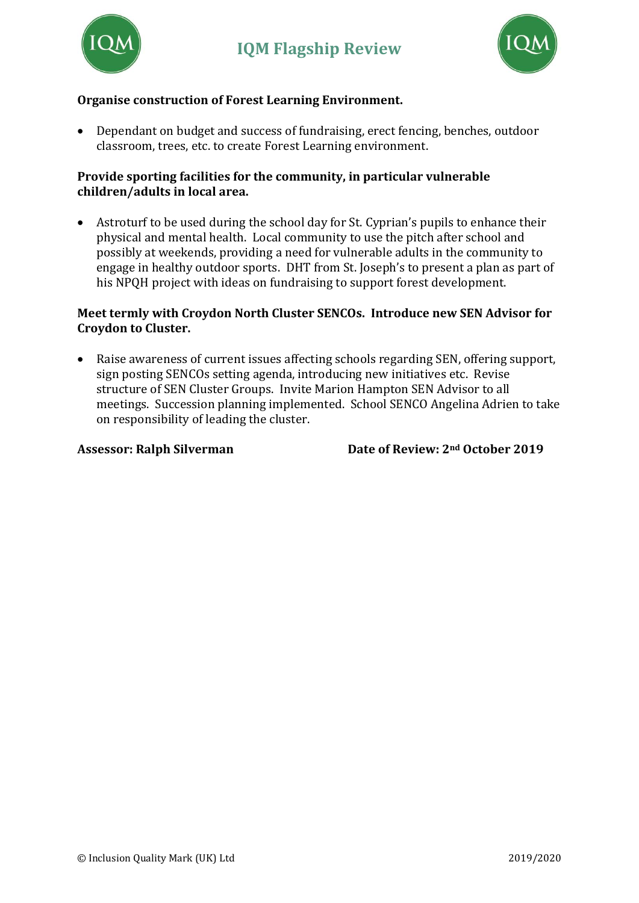**Organise construction of Forest Learning Environment.**

- Dependant on budget and success of fundraising, erect fencing, benches, outdoor classroom, trees, etc. to create Forest Learning environment.

**Provide sporting facilities for the community, in particular vulnerable children/adults in local area.**

- Astroturf to be used during the school day for St. Cyprian's pupils to enhance their physical and mental health. Local community to use the pitch after school and possibly at weekends, providing a need for vulnerable adults in the community to engage in healthy outdoor sports. DHT from St. Joseph's to present a plan as part of his NPQH project with ideas on fundraising to support forest development.

**Meet termly with Croydon North Cluster SENCOs. Introduce new SEN Advisor for Croydon to Cluster.**

- Raise awareness of current issues affecting schools regarding SEN, offering support, sign posting SENCOs setting agenda, introducing new initiatives etc. Revise structure of SEN Cluster Groups. Invite Marion Hampton SEN Advisor to all meetings. Succession planning implemented. School SENCO Angelina Adrien to take on responsibility of leading the cluster.

**Assessor: Ralph Silverman** **Date of Review: 2nd October 2019**